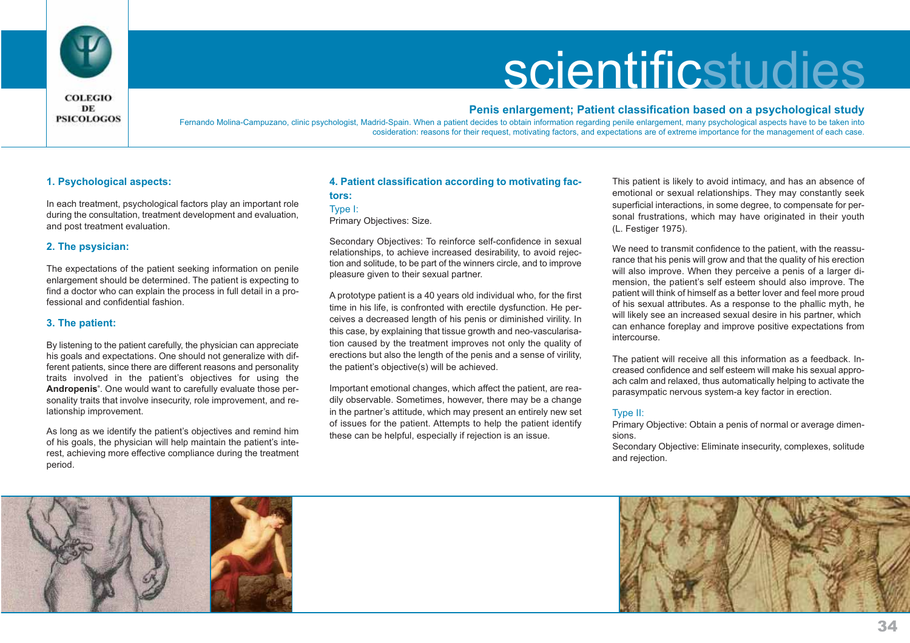# scientificstudies

## Penis enlargement; Patient classification based on a psychological study

Fernando Molina-Campuzano, clinic psychologist, Madrid-Spain. When a patient decides to obtain information regarding penile enlargement, many psychological aspects have to be taken into cosideration: reasons for their request, motivating factors, and expectations are of extreme importance for the management of each case.

### 1. Psychological aspects:

In each treatment, psychological factors play an important role during the consultation, treatment development and evaluation, and post treatment evaluation.

### 2. The psysician:

The expectations of the patient seeking information on penile enlargement should be determined. The patient is expecting to find a doctor who can explain the process in full detail in a professional and confidential fashion.

### 3. The patient:

By listening to the patient carefully, the physician can appreciate his goals and expectations. One should not generalize with different patients, since there are different reasons and personality traits involved in the patient's objectives for using the **Andropenis**®. One would want to carefully evaluate those personality traits that involve insecurity, role improvement, and relationship improvement.

As long as we identify the patient's objectives and remind him of his goals, the physician will help maintain the patient's interest, achieving more effective compliance during the treatment period.

### 4. Patient classification according to motivating factors:

Type I:

Primary Objectives: Size.

Secondary Objectives: To reinforce self-confidence in sexual relationships, to achieve increased desirability, to avoid rejection and solitude, to be part of the winners circle, and to improve pleasure given to their sexual partner.

A prototype patient is a 40 years old individual who, for the first time in his life, is confronted with erectile dysfunction. He perceives a decreased length of his penis or diminished virility. In this case, by explaining that tissue growth and neo-vascularisation caused by the treatment improves not only the quality of erections but also the length of the penis and a sense of virility, the patient's objective(s) will be achieved.

Important emotional changes, which affect the patient, are readily observable. Sometimes, however, there may be a change in the partner's attitude, which may present an entirely new set of issues for the patient. Attempts to help the patient identify these can be helpful, especially if rejection is an issue.

This patient is likely to avoid intimacy, and has an absence of emotional or sexual relationships. They may constantly seek superficial interactions, in some degree, to compensate for personal frustrations, which may have originated in their youth (L. Festiger 1975).

We need to transmit confidence to the patient, with the reassurance that his penis will grow and that the quality of his erection will also improve. When they perceive a penis of a larger dimension, the patient's self esteem should also improve. The patient will think of himself as a better lover and feel more proud of his sexual attributes. As a response to the phallic myth, he will likely see an increased sexual desire in his partner, which can enhance foreplay and improve positive expectations from intercourse.

The patient will receive all this information as a feedback. Increased confidence and self esteem will make his sexual approach calm and relaxed, thus automatically helping to activate the parasympatic nervous system-a key factor in erection.

Type II:

Primary Objective: Obtain a penis of normal or average dimensions.

Secondary Objective: Eliminate insecurity, complexes, solitude and rejection.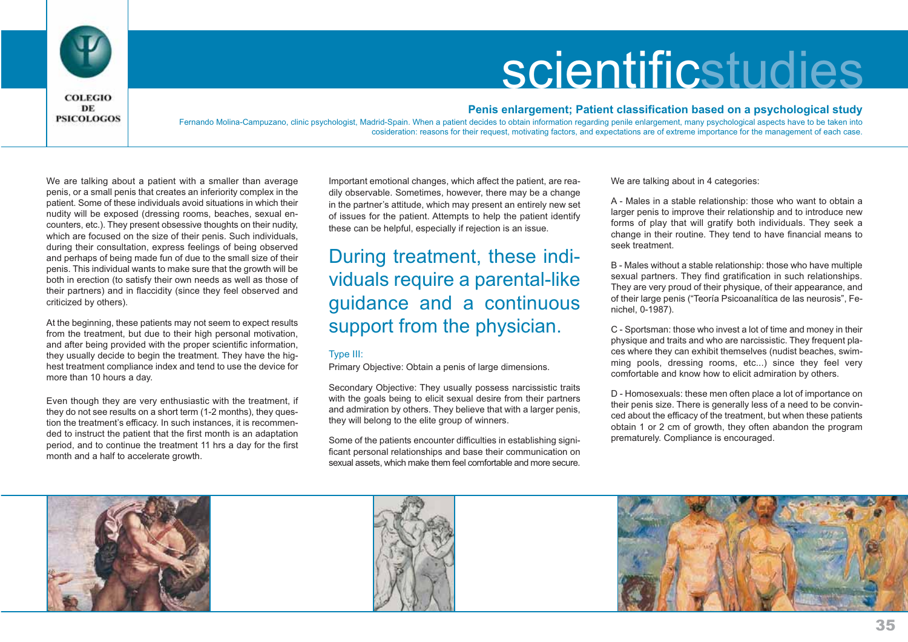# scientificstudies

## Penis enlargement; Patient classification based on a psychological study

Fernando Molina-Campuzano, clinic psychologist, Madrid-Spain. When a patient decides to obtain information regarding penile enlargement, many psychological aspects have to be taken into cosideration: reasons for their request, motivating factors, and expectations are of extreme importance for the management of each case.

We are talking about a patient with a smaller than average penis, or a small penis that creates an inferiority complex in the patient. Some of these individuals avoid situations in which their nudity will be exposed (dressing rooms, beaches, sexual encounters, etc.). They present obsessive thoughts on their nudity, which are focused on the size of their penis. Such individuals, during their consultation, express feelings of being observed and perhaps of being made fun of due to the small size of their penis. This individual wants to make sure that the growth will be both in erection (to satisfy their own needs as well as those of their partners) and in flaccidity (since they feel observed and criticized by others).

At the beginning, these patients may not seem to expect results from the treatment, but due to their high personal motivation, and after being provided with the proper scientific information, they usually decide to begin the treatment. They have the highest treatment compliance index and tend to use the device for more than 10 hours a day.

Even though they are very enthusiastic with the treatment, if they do not see results on a short term (1-2 months), they question the treatment's efficacy. In such instances, it is recommended to instruct the patient that the first month is an adaptation period, and to continue the treatment 11 hrs a day for the first month and a half to accelerate growth.

Important emotional changes, which affect the patient, are readily observable. Sometimes, however, there may be a change in the partner's attitude, which may present an entirely new set of issues for the patient. Attempts to help the patient identify these can be helpful, especially if rejection is an issue.

> During treatment, these individuals require a parental-like guidance and a continuous support from the physician.

Type III:

Primary Objective: Obtain a penis of large dimensions.

Secondary Objective: They usually possess narcissistic traits with the goals being to elicit sexual desire from their partners and admiration by others. They believe that with a larger penis, they will belong to the elite group of winners.

Some of the patients encounter difficulties in establishing significant personal relationships and base their communication on sexual assets, which make them feel comfortable and more secure.

We are talking about in 4 categories:

A - Males in a stable relationship: those who want to obtain a larger penis to improve their relationship and to introduce new forms of play that will gratify both individuals. They seek a change in their routine. They tend to have financial means to seek treatment.

B - Males without a stable relationship: those who have multiple sexual partners. They find gratification in such relationships. They are very proud of their physique, of their appearance, and of their large penis ("Teoría Psicoanalítica de las neurosis", Fenichel, 0-1987).

C - Sportsman: those who invest a lot of time and money in their physique and traits and who are narcissistic. They frequent places where they can exhibit themselves (nudist beaches, swimming pools, dressing rooms, etc...) since they feel very comfortable and know how to elicit admiration by others.

D - Homosexuals: these men often place a lot of importance on their penis size. There is generally less of a need to be convinced about the efficacy of the treatment, but when these patients obtain 1 or 2 cm of growth, they often abandon the program prematurely. Compliance is encouraged.